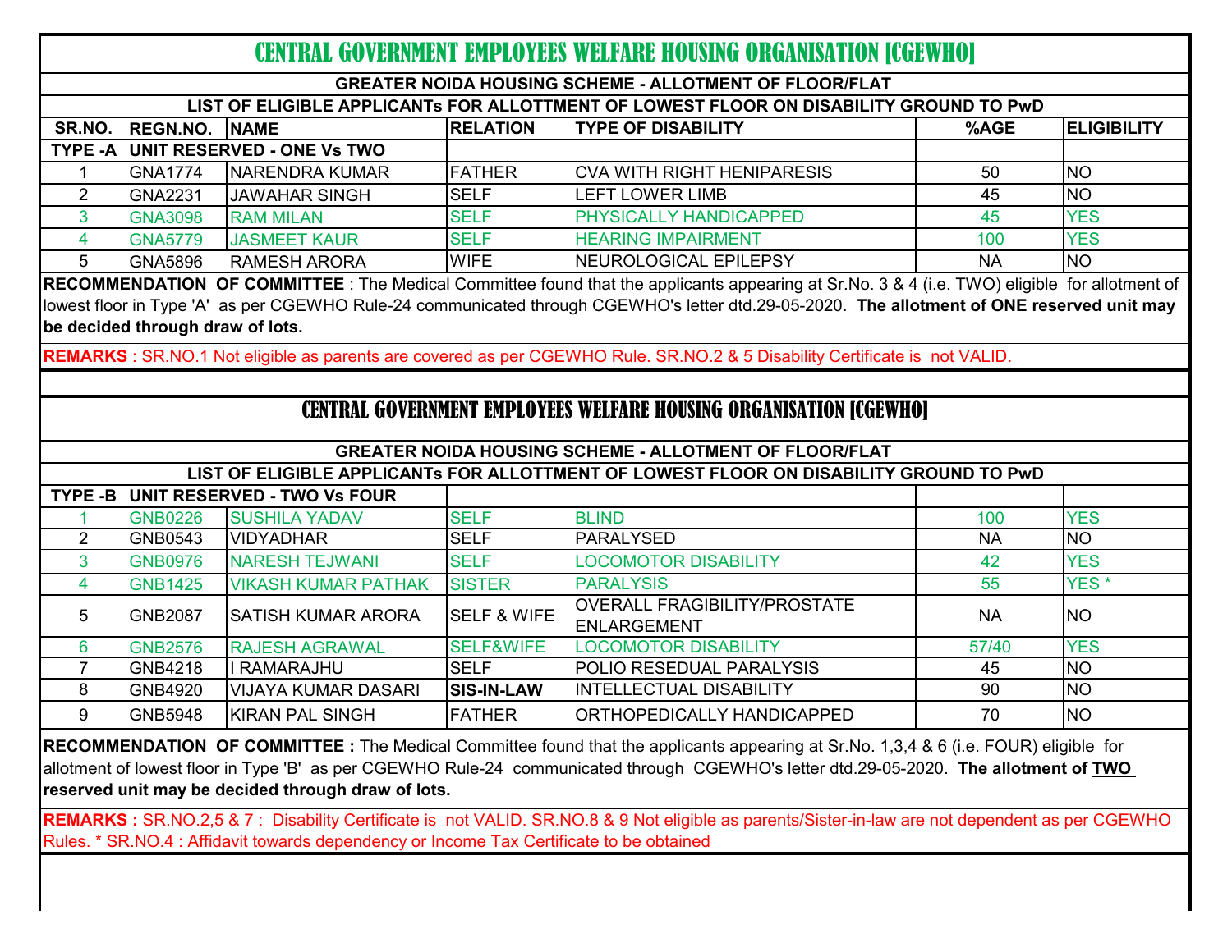# CENTRAL GOVERNMENT EMPLOYEES WELFARE HOUSING ORGANISATION [CGEWHO]

## GREATER NOIDA HOUSING SCHEME - ALLOTMENT OF FLOOR/FLAT

### LIST OF ELIGIBLE APPLICANTs FOR ALLOTTMENT OF LOWEST FLOOR ON DISABILITY GROUND TO PwD

| SR.NO. | REGN.NO. | NAME | RELATION | TYPE OF DISABILITY | %AGE | ELIGIBILITY |
|---|---|---|---|---|---|---|
| TYPE -A | UNIT RESERVED - ONE Vs TWO | | | | | |
| 1 | GNA1774 | NARENDRA KUMAR | FATHER | CVA WITH RIGHT HENIPARESIS | 50 | NO |
| 2 | GNA2231 | JAWAHAR SINGH | SELF | LEFT LOWER LIMB | 45 | NO |
| 3 | GNA3098 | RAM MILAN | SELF | PHYSICALLY HANDICAPPED | 45 | YES |
| 4 | GNA5779 | JASMEET KAUR | SELF | HEARING IMPAIRMENT | 100 | YES |
| 5 | GNA5896 | RAMESH ARORA | WIFE | NEUROLOGICAL EPILEPSY | NA | NO |

**RECOMMENDATION OF COMMITTEE** : The Medical Committee found that the applicants appearing at Sr.No. 3 & 4 (i.e. TWO) eligible for allotment of lowest floor in Type 'A' as per CGEWHO Rule-24 communicated through CGEWHO's letter dtd.29-05-2020. **The allotment of ONE reserved unit may be decided through draw of lots.**

**REMARKS** : SR.NO.1 Not eligible as parents are covered as per CGEWHO Rule. SR.NO.2 & 5 Disability Certificate is not VALID.

# CENTRAL GOVERNMENT EMPLOYEES WELFARE HOUSING ORGANISATION [CGEWHO]

## GREATER NOIDA HOUSING SCHEME - ALLOTMENT OF FLOOR/FLAT

### LIST OF ELIGIBLE APPLICANTs FOR ALLOTTMENT OF LOWEST FLOOR ON DISABILITY GROUND TO PwD

| SR.NO. | REGN.NO. | NAME | RELATION | TYPE OF DISABILITY | %AGE | ELIGIBILITY |
|---|---|---|---|---|---|---|
| TYPE -B | UNIT RESERVED - TWO Vs FOUR | | | | | |
| 1 | GNB0226 | SUSHILA YADAV | SELF | BLIND | 100 | YES |
| 2 | GNB0543 | VIDYADHAR | SELF | PARALYSED | NA | NO |
| 3 | GNB0976 | NARESH TEJWANI | SELF | LOCOMOTOR DISABILITY | 42 | YES |
| 4 | GNB1425 | VIKASH KUMAR PATHAK | SISTER | PARALYSIS | 55 | YES * |
| 5 | GNB2087 | SATISH KUMAR ARORA | SELF & WIFE | OVERALL FRAGIBILITY/PROSTATE ENLARGEMENT | NA | NO |
| 6 | GNB2576 | RAJESH AGRAWAL | SELF&WIFE | LOCOMOTOR DISABILITY | 57/40 | YES |
| 7 | GNB4218 | I RAMARAJHU | SELF | POLIO RESEDUAL PARALYSIS | 45 | NO |
| 8 | GNB4920 | VIJAYA KUMAR DASARI | SIS-IN-LAW | INTELLECTUAL DISABILITY | 90 | NO |
| 9 | GNB5948 | KIRAN PAL SINGH | FATHER | ORTHOPEDICALLY HANDICAPPED | 70 | NO |

**RECOMMENDATION OF COMMITTEE :** The Medical Committee found that the applicants appearing at Sr.No. 1,3,4 & 6 (i.e. FOUR) eligible for allotment of lowest floor in Type 'B' as per CGEWHO Rule-24 communicated through CGEWHO's letter dtd.29-05-2020. **The allotment of TWO reserved unit may be decided through draw of lots.**

**REMARKS :** SR.NO.2,5 & 7 : Disability Certificate is not VALID. SR.NO.8 & 9 Not eligible as parents/Sister-in-law are not dependent as per CGEWHO Rules. * SR.NO.4 : Affidavit towards dependency or Income Tax Certificate to be obtained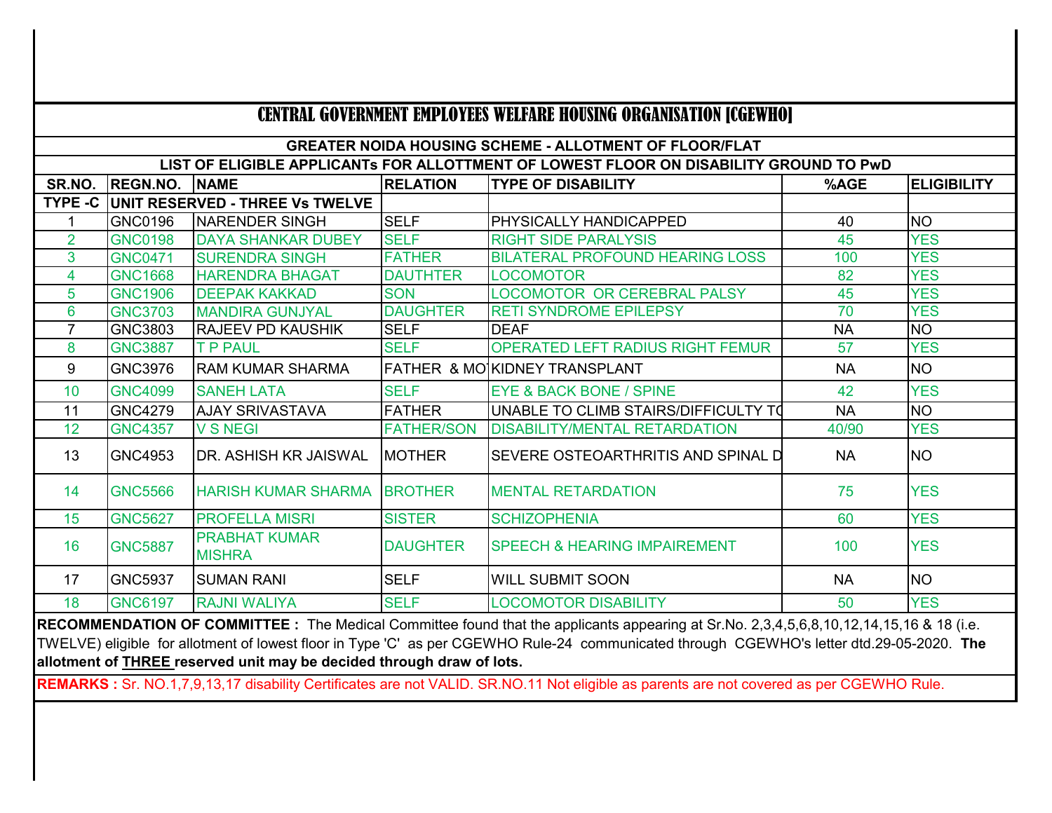# CENTRAL GOVERNMENT EMPLOYEES WELFARE HOUSING ORGANISATION [CGEWHO]

## GREATER NOIDA HOUSING SCHEME - ALLOTMENT OF FLOOR/FLAT

### LIST OF ELIGIBLE APPLICANTs FOR ALLOTTMENT OF LOWEST FLOOR ON DISABILITY GROUND TO PwD

| SR.NO. | REGN.NO. | NAME | RELATION | TYPE OF DISABILITY | %AGE | ELIGIBILITY |
|---|---|---|---|---|---|---|
| TYPE -C | UNIT RESERVED - THREE Vs TWELVE | | | | | |
| 1 | GNC0196 | NARENDER SINGH | SELF | PHYSICALLY HANDICAPPED | 40 | NO |
| 2 | GNC0198 | DAYA SHANKAR DUBEY | SELF | RIGHT SIDE PARALYSIS | 45 | YES |
| 3 | GNC0471 | SURENDRA SINGH | FATHER | BILATERAL PROFOUND HEARING LOSS | 100 | YES |
| 4 | GNC1668 | HARENDRA BHAGAT | DAUTHTER | LOCOMOTOR | 82 | YES |
| 5 | GNC1906 | DEEPAK KAKKAD | SON | LOCOMOTOR OR CEREBRAL PALSY | 45 | YES |
| 6 | GNC3703 | MANDIRA GUNJYAL | DAUGHTER | RETI SYNDROME EPILEPSY | 70 | YES |
| 7 | GNC3803 | RAJEEV PD KAUSHIK | SELF | DEAF | NA | NO |
| 8 | GNC3887 | T P PAUL | SELF | OPERATED LEFT RADIUS RIGHT FEMUR | 57 | YES |
| 9 | GNC3976 | RAM KUMAR SHARMA | FATHER & MO | KIDNEY TRANSPLANT | NA | NO |
| 10 | GNC4099 | SANEH LATA | SELF | EYE & BACK BONE / SPINE | 42 | YES |
| 11 | GNC4279 | AJAY SRIVASTAVA | FATHER | UNABLE TO CLIMB STAIRS/DIFFICULTY TO | NA | NO |
| 12 | GNC4357 | V S NEGI | FATHER/SON | DISABILITY/MENTAL RETARDATION | 40/90 | YES |
| 13 | GNC4953 | DR. ASHISH KR JAISWAL | MOTHER | SEVERE OSTEOARTHRITIS AND SPINAL D | NA | NO |
| 14 | GNC5566 | HARISH KUMAR SHARMA | BROTHER | MENTAL RETARDATION | 75 | YES |
| 15 | GNC5627 | PROFELLA MISRI | SISTER | SCHIZOPHENIA | 60 | YES |
| 16 | GNC5887 | PRABHAT KUMAR MISHRA | DAUGHTER | SPEECH & HEARING IMPAIREMENT | 100 | YES |
| 17 | GNC5937 | SUMAN RANI | SELF | WILL SUBMIT SOON | NA | NO |
| 18 | GNC6197 | RAJNI WALIYA | SELF | LOCOMOTOR DISABILITY | 50 | YES |

**RECOMMENDATION OF COMMITTEE :** The Medical Committee found that the applicants appearing at Sr.No. 2,3,4,5,6,8,10,12,14,15,16 & 18 (i.e. TWELVE) eligible for allotment of lowest floor in Type 'C' as per CGEWHO Rule-24 communicated through CGEWHO's letter dtd.29-05-2020. **The allotment of THREE reserved unit may be decided through draw of lots.**

**REMARKS :** Sr. NO.1,7,9,13,17 disability Certificates are not VALID. SR.NO.11 Not eligible as parents are not covered as per CGEWHO Rule.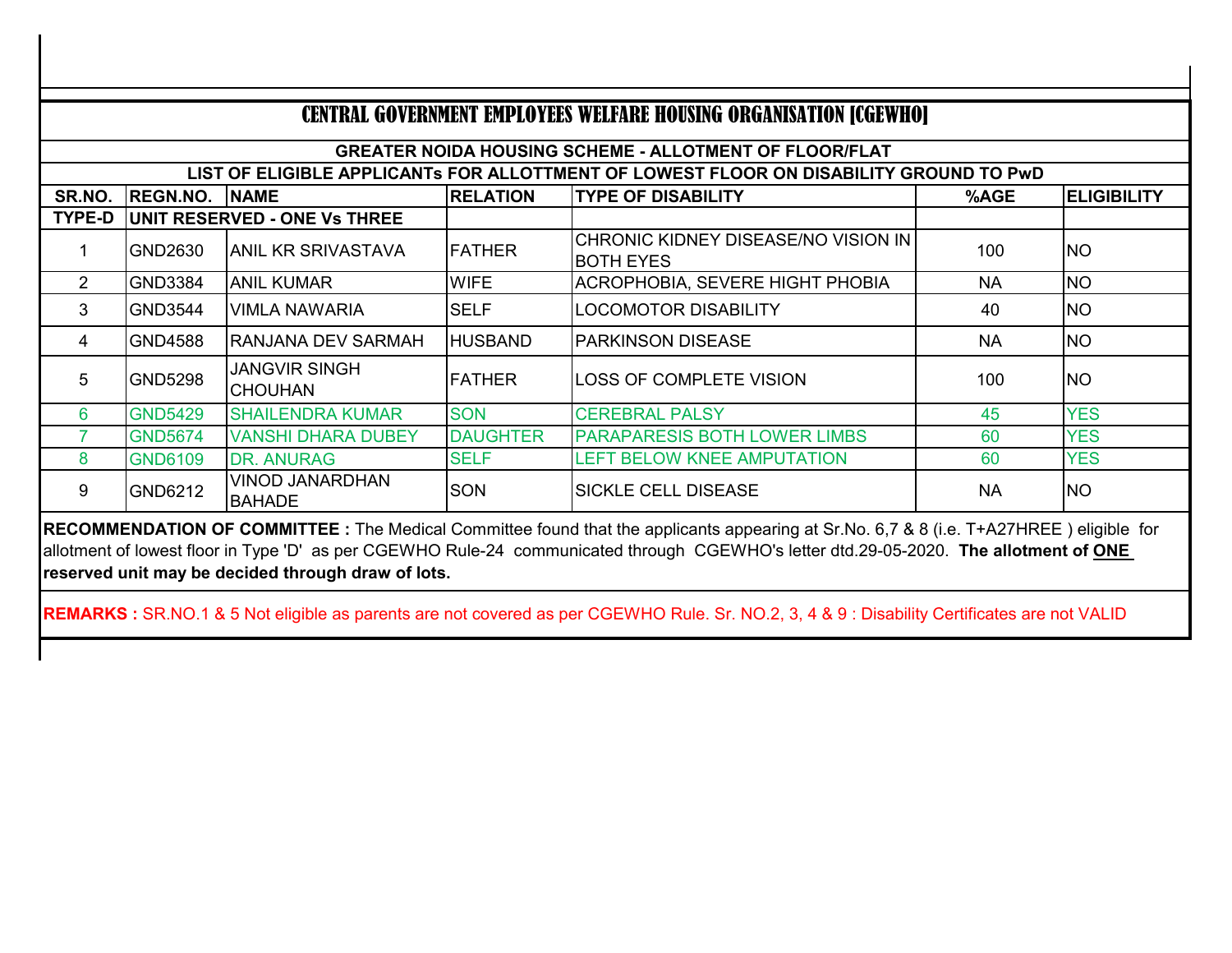# CENTRAL GOVERNMENT EMPLOYEES WELFARE HOUSING ORGANISATION [CGEWHO]

## GREATER NOIDA HOUSING SCHEME - ALLOTMENT OF FLOOR/FLAT

### LIST OF ELIGIBLE APPLICANTs FOR ALLOTTMENT OF LOWEST FLOOR ON DISABILITY GROUND TO PwD

| SR.NO. | REGN.NO. | NAME | RELATION | TYPE OF DISABILITY | %AGE | ELIGIBILITY |
|---|---|---|---|---|---|---|
| TYPE-D | UNIT RESERVED - ONE Vs THREE | | | | | |
| 1 | GND2630 | ANIL KR SRIVASTAVA | FATHER | CHRONIC KIDNEY DISEASE/NO VISION IN BOTH EYES | 100 | NO |
| 2 | GND3384 | ANIL KUMAR | WIFE | ACROPHOBIA, SEVERE HIGHT PHOBIA | NA | NO |
| 3 | GND3544 | VIMLA NAWARIA | SELF | LOCOMOTOR DISABILITY | 40 | NO |
| 4 | GND4588 | RANJANA DEV SARMAH | HUSBAND | PARKINSON DISEASE | NA | NO |
| 5 | GND5298 | JANGVIR SINGH CHOUHAN | FATHER | LOSS OF COMPLETE VISION | 100 | NO |
| 6 | GND5429 | SHAILENDRA KUMAR | SON | CEREBRAL PALSY | 45 | YES |
| 7 | GND5674 | VANSHI DHARA DUBEY | DAUGHTER | PARAPARESIS BOTH LOWER LIMBS | 60 | YES |
| 8 | GND6109 | DR. ANURAG | SELF | LEFT BELOW KNEE AMPUTATION | 60 | YES |
| 9 | GND6212 | VINOD JANARDHAN BAHADE | SON | SICKLE CELL DISEASE | NA | NO |

**RECOMMENDATION OF COMMITTEE :** The Medical Committee found that the applicants appearing at Sr.No. 6,7 & 8 (i.e. T+A27HREE ) eligible for allotment of lowest floor in Type 'D' as per CGEWHO Rule-24 communicated through CGEWHO's letter dtd.29-05-2020. **The allotment of ONE reserved unit may be decided through draw of lots.**

**REMARKS :** SR.NO.1 & 5 Not eligible as parents are not covered as per CGEWHO Rule. Sr. NO.2, 3, 4 & 9 : Disability Certificates are not VALID